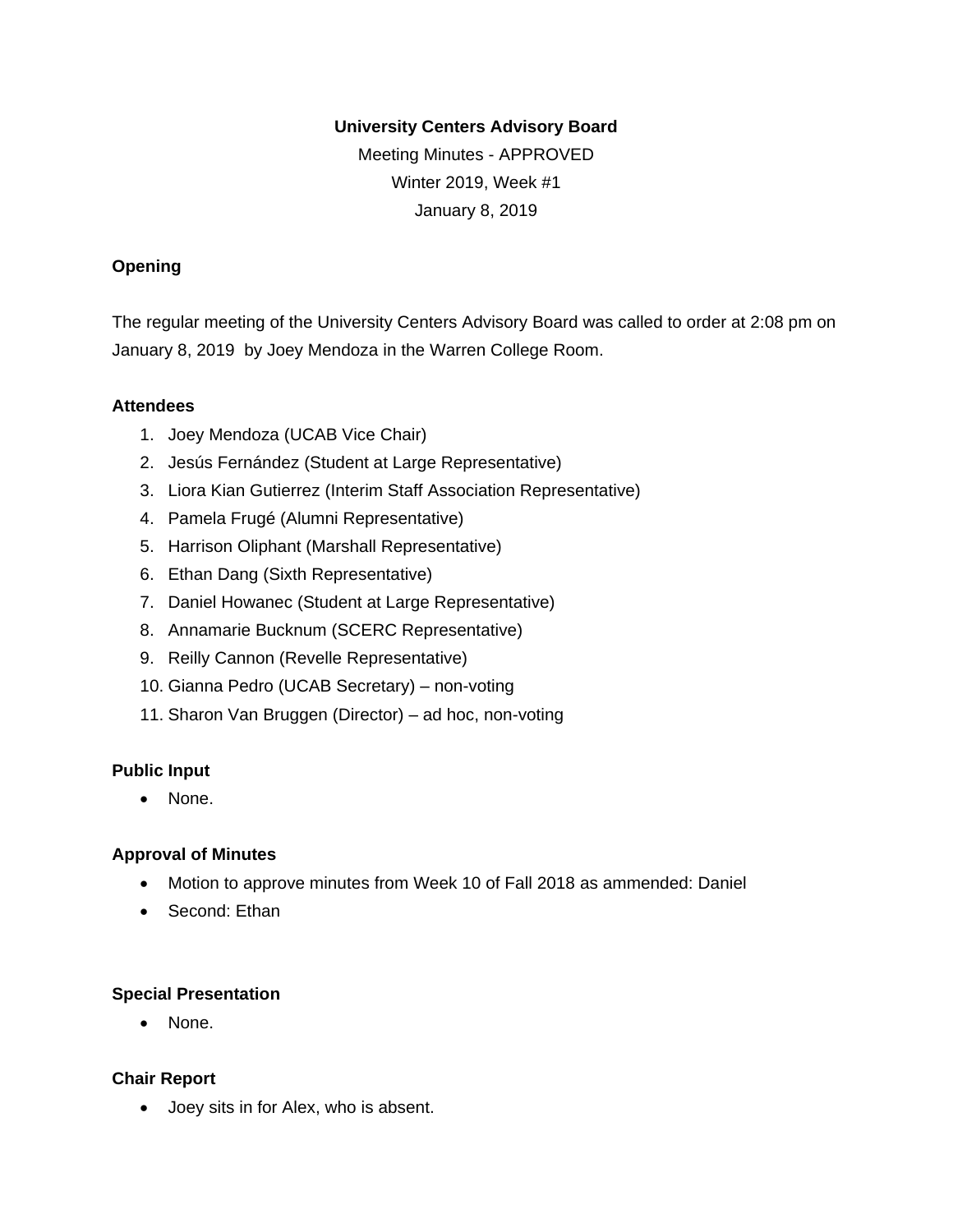**University Centers Advisory Board**

Meeting Minutes - APPROVED

Winter 2019, Week #1

January 8, 2019

**Opening**

The regular meeting of the University Centers Advisory Board was called to order at 2:08 pm on January 8, 2019 by Joey Mendoza in the Warren College Room.

**Attendees**

1. Joey Mendoza (UCAB Vice Chair)
2. Jesús Fernández (Student at Large Representative)
3. Liora Kian Gutierrez (Interim Staff Association Representative)
4. Pamela Frugé (Alumni Representative)
5. Harrison Oliphant (Marshall Representative)
6. Ethan Dang (Sixth Representative)
7. Daniel Howanec (Student at Large Representative)
8. Annamarie Bucknum (SCERC Representative)
9. Reilly Cannon (Revelle Representative)
10. Gianna Pedro (UCAB Secretary) – non-voting
11. Sharon Van Bruggen (Director) – ad hoc, non-voting

**Public Input**

- None.

**Approval of Minutes**

- Motion to approve minutes from Week 10 of Fall 2018 as ammended: Daniel
- Second: Ethan

**Special Presentation**

- None.

**Chair Report**

- Joey sits in for Alex, who is absent.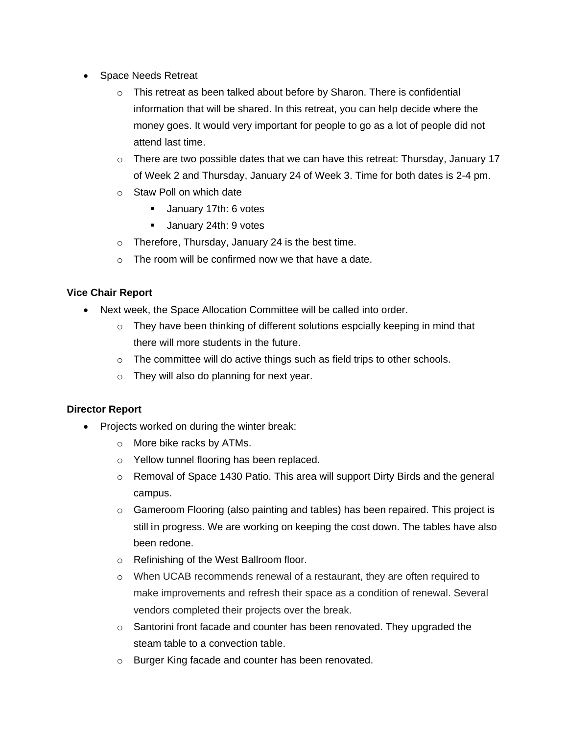- Space Needs Retreat
  - This retreat as been talked about before by Sharon. There is confidential information that will be shared. In this retreat, you can help decide where the money goes. It would very important for people to go as a lot of people did not attend last time.
  - There are two possible dates that we can have this retreat: Thursday, January 17 of Week 2 and Thursday, January 24 of Week 3. Time for both dates is 2-4 pm.
  - Staw Poll on which date
    - January 17th: 6 votes
    - January 24th: 9 votes
  - Therefore, Thursday, January 24 is the best time.
  - The room will be confirmed now we that have a date.

**Vice Chair Report**

- Next week, the Space Allocation Committee will be called into order.
  - They have been thinking of different solutions espcially keeping in mind that there will more students in the future.
  - The committee will do active things such as field trips to other schools.
  - They will also do planning for next year.

**Director Report**

- Projects worked on during the winter break:
  - More bike racks by ATMs.
  - Yellow tunnel flooring has been replaced.
  - Removal of Space 1430 Patio. This area will support Dirty Birds and the general campus.
  - Gameroom Flooring (also painting and tables) has been repaired. This project is still in progress. We are working on keeping the cost down. The tables have also been redone.
  - Refinishing of the West Ballroom floor.
  - When UCAB recommends renewal of a restaurant, they are often required to make improvements and refresh their space as a condition of renewal. Several vendors completed their projects over the break.
  - Santorini front facade and counter has been renovated. They upgraded the steam table to a convection table.
  - Burger King facade and counter has been renovated.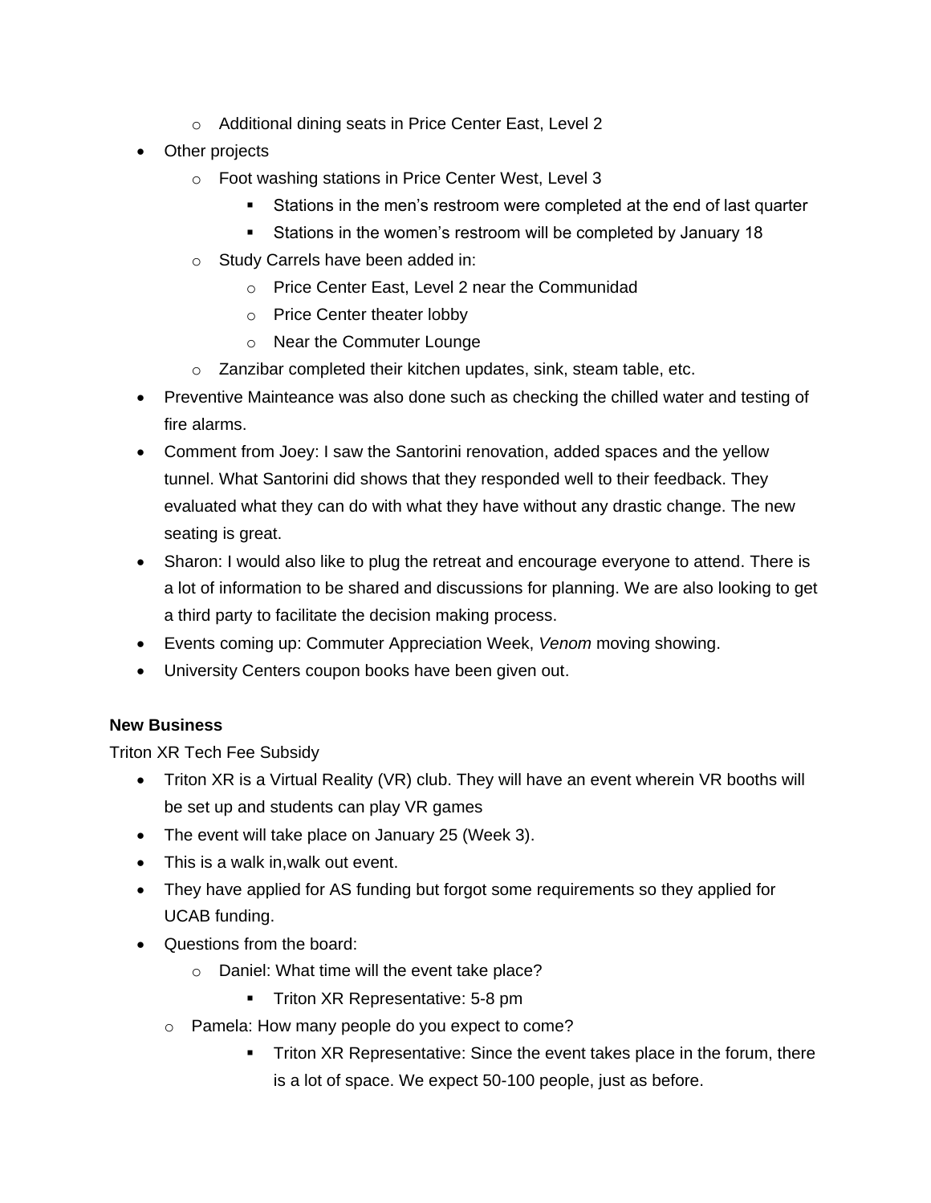- Additional dining seats in Price Center East, Level 2
- Other projects
    - Foot washing stations in Price Center West, Level 3
        - Stations in the men's restroom were completed at the end of last quarter
        - Stations in the women's restroom will be completed by January 18
    - Study Carrels have been added in:
        - Price Center East, Level 2 near the Communidad
        - Price Center theater lobby
        - Near the Commuter Lounge
    - Zanzibar completed their kitchen updates, sink, steam table, etc.
- Preventive Mainteance was also done such as checking the chilled water and testing of fire alarms.
- Comment from Joey: I saw the Santorini renovation, added spaces and the yellow tunnel. What Santorini did shows that they responded well to their feedback. They evaluated what they can do with what they have without any drastic change. The new seating is great.
- Sharon: I would also like to plug the retreat and encourage everyone to attend. There is a lot of information to be shared and discussions for planning. We are also looking to get a third party to facilitate the decision making process.
- Events coming up: Commuter Appreciation Week, *Venom* moving showing.
- University Centers coupon books have been given out.

**New Business**

Triton XR Tech Fee Subsidy

- Triton XR is a Virtual Reality (VR) club. They will have an event wherein VR booths will be set up and students can play VR games
- The event will take place on January 25 (Week 3).
- This is a walk in,walk out event.
- They have applied for AS funding but forgot some requirements so they applied for UCAB funding.
- Questions from the board:
    - Daniel: What time will the event take place?
        - Triton XR Representative: 5-8 pm
    - Pamela: How many people do you expect to come?
        - Triton XR Representative: Since the event takes place in the forum, there is a lot of space. We expect 50-100 people, just as before.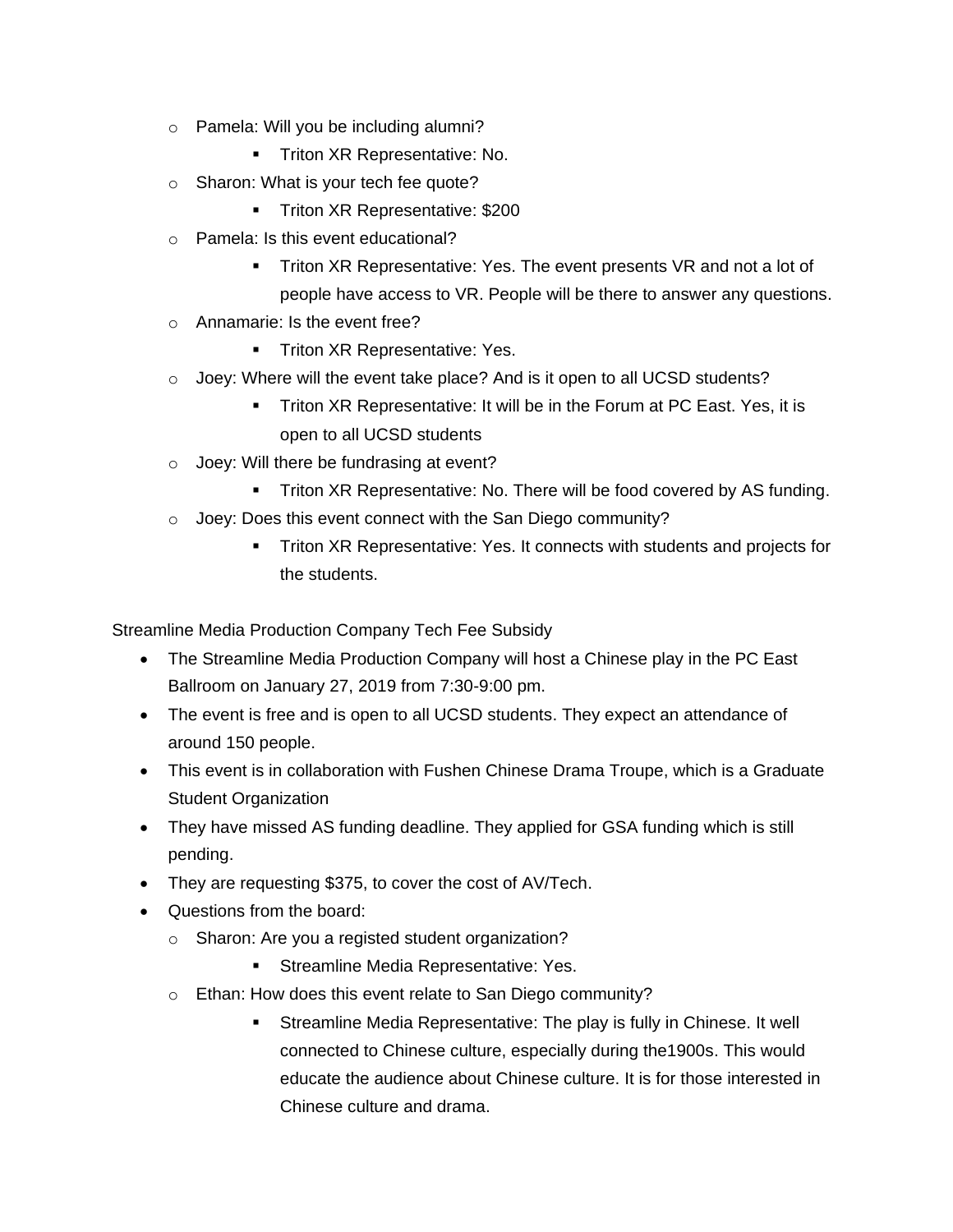- Pamela: Will you be including alumni?
  - Triton XR Representative: No.
- Sharon: What is your tech fee quote?
  - Triton XR Representative: $200
- Pamela: Is this event educational?
  - Triton XR Representative: Yes. The event presents VR and not a lot of people have access to VR. People will be there to answer any questions.
- Annamarie: Is the event free?
  - Triton XR Representative: Yes.
- Joey: Where will the event take place? And is it open to all UCSD students?
  - Triton XR Representative: It will be in the Forum at PC East. Yes, it is open to all UCSD students
- Joey: Will there be fundrasing at event?
  - Triton XR Representative: No. There will be food covered by AS funding.
- Joey: Does this event connect with the San Diego community?
  - Triton XR Representative: Yes. It connects with students and projects for the students.

Streamline Media Production Company Tech Fee Subsidy

- The Streamline Media Production Company will host a Chinese play in the PC East Ballroom on January 27, 2019 from 7:30-9:00 pm.
- The event is free and is open to all UCSD students. They expect an attendance of around 150 people.
- This event is in collaboration with Fushen Chinese Drama Troupe, which is a Graduate Student Organization
- They have missed AS funding deadline. They applied for GSA funding which is still pending.
- They are requesting $375, to cover the cost of AV/Tech.
- Questions from the board:
  - Sharon: Are you a registed student organization?
    - Streamline Media Representative: Yes.
  - Ethan: How does this event relate to San Diego community?
    - Streamline Media Representative: The play is fully in Chinese. It well connected to Chinese culture, especially during the1900s. This would educate the audience about Chinese culture. It is for those interested in Chinese culture and drama.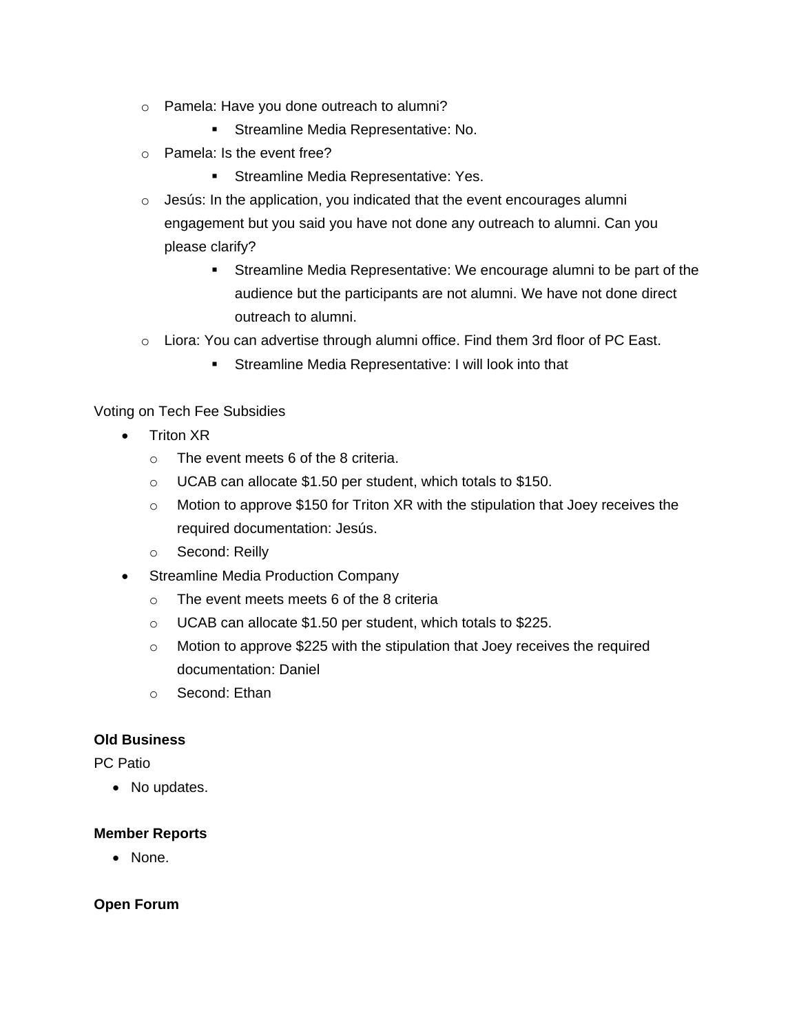- Pamela: Have you done outreach to alumni?
  - Streamline Media Representative: No.
- Pamela: Is the event free?
  - Streamline Media Representative: Yes.
- Jesús: In the application, you indicated that the event encourages alumni engagement but you said you have not done any outreach to alumni. Can you please clarify?
  - Streamline Media Representative: We encourage alumni to be part of the audience but the participants are not alumni. We have not done direct outreach to alumni.
- Liora: You can advertise through alumni office. Find them 3rd floor of PC East.
  - Streamline Media Representative: I will look into that

Voting on Tech Fee Subsidies

- Triton XR
  - The event meets 6 of the 8 criteria.
  - UCAB can allocate $1.50 per student, which totals to $150.
  - Motion to approve $150 for Triton XR with the stipulation that Joey receives the required documentation: Jesús.
  - Second: Reilly
- Streamline Media Production Company
  - The event meets meets 6 of the 8 criteria
  - UCAB can allocate $1.50 per student, which totals to $225.
  - Motion to approve $225 with the stipulation that Joey receives the required documentation: Daniel
  - Second: Ethan

**Old Business**

PC Patio

- No updates.

**Member Reports**

- None.

**Open Forum**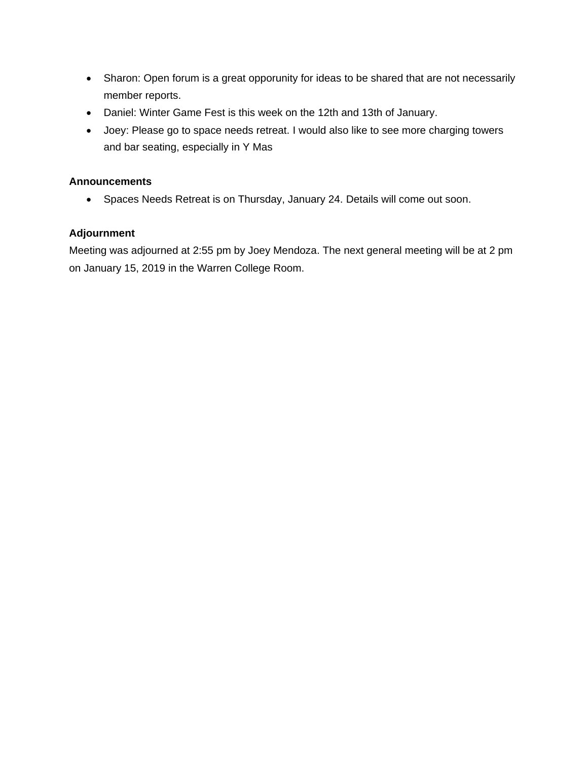- Sharon: Open forum is a great opporunity for ideas to be shared that are not necessarily member reports.
- Daniel: Winter Game Fest is this week on the 12th and 13th of January.
- Joey: Please go to space needs retreat. I would also like to see more charging towers and bar seating, especially in Y Mas

**Announcements**

- Spaces Needs Retreat is on Thursday, January 24. Details will come out soon.

**Adjournment**

Meeting was adjourned at 2:55 pm by Joey Mendoza. The next general meeting will be at 2 pm on January 15, 2019 in the Warren College Room.